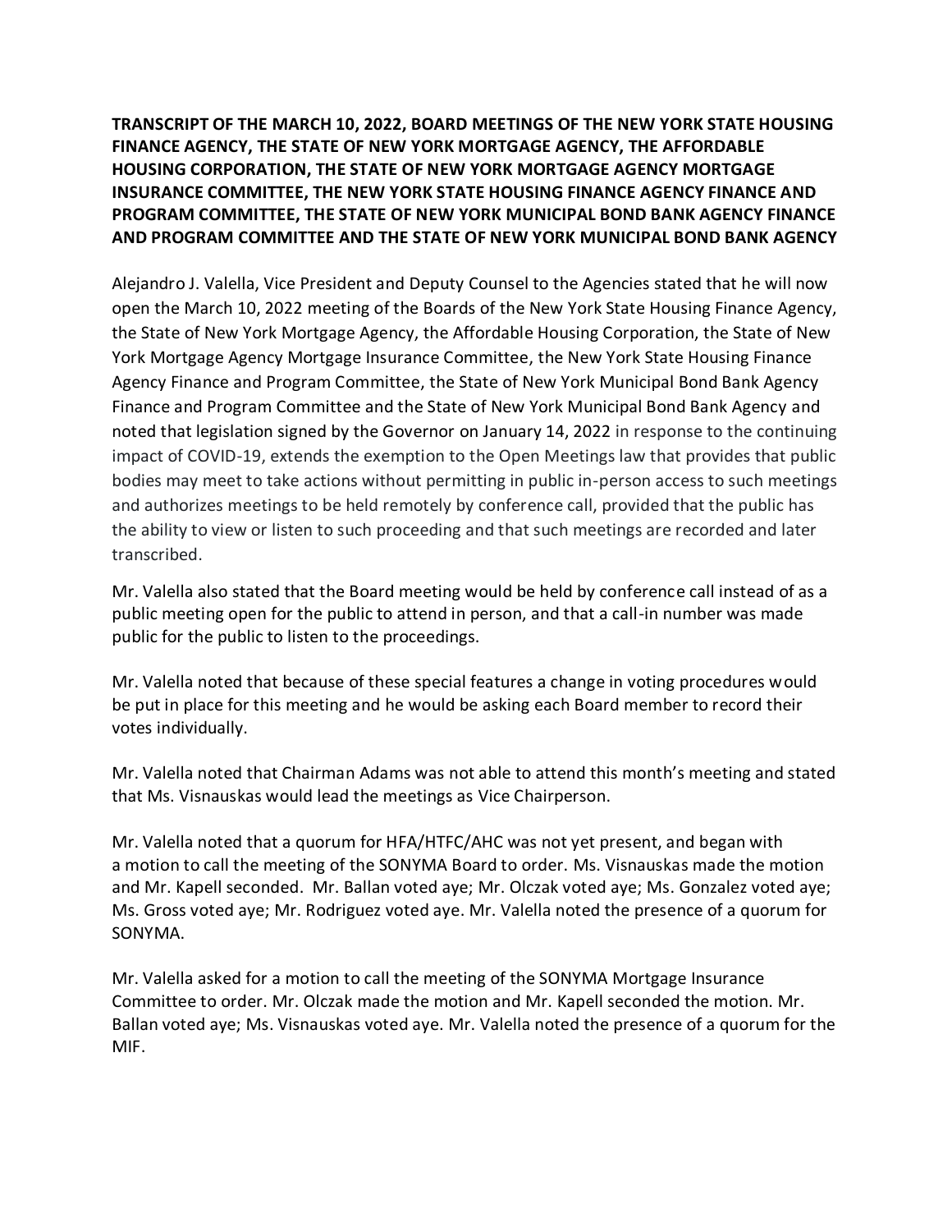**TRANSCRIPT OF THE MARCH 10, 2022, BOARD MEETINGS OF THE NEW YORK STATE HOUSING FINANCE AGENCY, THE STATE OF NEW YORK MORTGAGE AGENCY, THE AFFORDABLE HOUSING CORPORATION, THE STATE OF NEW YORK MORTGAGE AGENCY MORTGAGE INSURANCE COMMITTEE, THE NEW YORK STATE HOUSING FINANCE AGENCY FINANCE AND PROGRAM COMMITTEE, THE STATE OF NEW YORK MUNICIPAL BOND BANK AGENCY FINANCE AND PROGRAM COMMITTEE AND THE STATE OF NEW YORK MUNICIPAL BOND BANK AGENCY**

Alejandro J. Valella, Vice President and Deputy Counsel to the Agencies stated that he will now open the March 10, 2022 meeting of the Boards of the New York State Housing Finance Agency, the State of New York Mortgage Agency, the Affordable Housing Corporation, the State of New York Mortgage Agency Mortgage Insurance Committee, the New York State Housing Finance Agency Finance and Program Committee, the State of New York Municipal Bond Bank Agency Finance and Program Committee and the State of New York Municipal Bond Bank Agency and noted that legislation signed by the Governor on January 14, 2022 in response to the continuing impact of COVID-19, extends the exemption to the Open Meetings law that provides that public bodies may meet to take actions without permitting in public in-person access to such meetings and authorizes meetings to be held remotely by conference call, provided that the public has the ability to view or listen to such proceeding and that such meetings are recorded and later transcribed.

Mr. Valella also stated that the Board meeting would be held by conference call instead of as a public meeting open for the public to attend in person, and that a call-in number was made public for the public to listen to the proceedings.

Mr. Valella noted that because of these special features a change in voting procedures would be put in place for this meeting and he would be asking each Board member to record their votes individually.

Mr. Valella noted that Chairman Adams was not able to attend this month's meeting and stated that Ms. Visnauskas would lead the meetings as Vice Chairperson.

Mr. Valella noted that a quorum for HFA/HTFC/AHC was not yet present, and began with a motion to call the meeting of the SONYMA Board to order. Ms. Visnauskas made the motion and Mr. Kapell seconded. Mr. Ballan voted aye; Mr. Olczak voted aye; Ms. Gonzalez voted aye; Ms. Gross voted aye; Mr. Rodriguez voted aye. Mr. Valella noted the presence of a quorum for SONYMA.

Mr. Valella asked for a motion to call the meeting of the SONYMA Mortgage Insurance Committee to order. Mr. Olczak made the motion and Mr. Kapell seconded the motion. Mr. Ballan voted aye; Ms. Visnauskas voted aye. Mr. Valella noted the presence of a quorum for the MIF.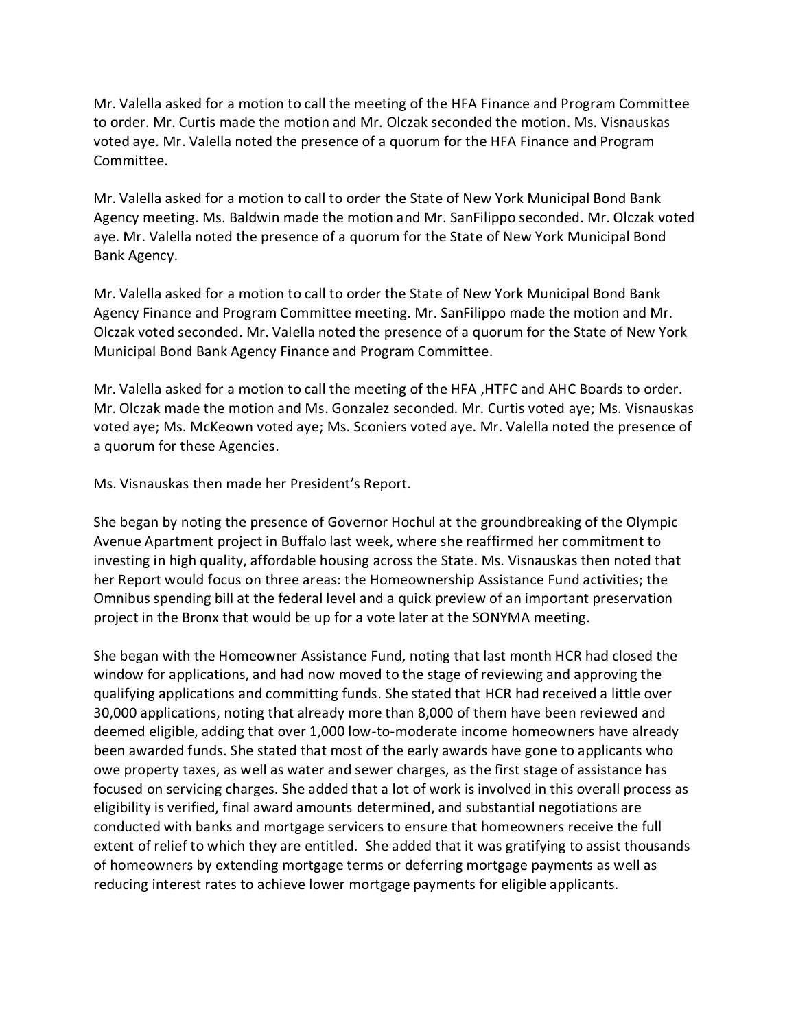Mr. Valella asked for a motion to call the meeting of the HFA Finance and Program Committee to order. Mr. Curtis made the motion and Mr. Olczak seconded the motion. Ms. Visnauskas voted aye. Mr. Valella noted the presence of a quorum for the HFA Finance and Program Committee.

Mr. Valella asked for a motion to call to order the State of New York Municipal Bond Bank Agency meeting. Ms. Baldwin made the motion and Mr. SanFilippo seconded. Mr. Olczak voted aye. Mr. Valella noted the presence of a quorum for the State of New York Municipal Bond Bank Agency.

Mr. Valella asked for a motion to call to order the State of New York Municipal Bond Bank Agency Finance and Program Committee meeting. Mr. SanFilippo made the motion and Mr. Olczak voted seconded. Mr. Valella noted the presence of a quorum for the State of New York Municipal Bond Bank Agency Finance and Program Committee.

Mr. Valella asked for a motion to call the meeting of the HFA ,HTFC and AHC Boards to order. Mr. Olczak made the motion and Ms. Gonzalez seconded. Mr. Curtis voted aye; Ms. Visnauskas voted aye; Ms. McKeown voted aye; Ms. Sconiers voted aye. Mr. Valella noted the presence of a quorum for these Agencies.

Ms. Visnauskas then made her President's Report.

She began by noting the presence of Governor Hochul at the groundbreaking of the Olympic Avenue Apartment project in Buffalo last week, where she reaffirmed her commitment to investing in high quality, affordable housing across the State. Ms. Visnauskas then noted that her Report would focus on three areas: the Homeownership Assistance Fund activities; the Omnibus spending bill at the federal level and a quick preview of an important preservation project in the Bronx that would be up for a vote later at the SONYMA meeting.

She began with the Homeowner Assistance Fund, noting that last month HCR had closed the window for applications, and had now moved to the stage of reviewing and approving the qualifying applications and committing funds. She stated that HCR had received a little over 30,000 applications, noting that already more than 8,000 of them have been reviewed and deemed eligible, adding that over 1,000 low-to-moderate income homeowners have already been awarded funds. She stated that most of the early awards have gone to applicants who owe property taxes, as well as water and sewer charges, as the first stage of assistance has focused on servicing charges. She added that a lot of work is involved in this overall process as eligibility is verified, final award amounts determined, and substantial negotiations are conducted with banks and mortgage servicers to ensure that homeowners receive the full extent of relief to which they are entitled. She added that it was gratifying to assist thousands of homeowners by extending mortgage terms or deferring mortgage payments as well as reducing interest rates to achieve lower mortgage payments for eligible applicants.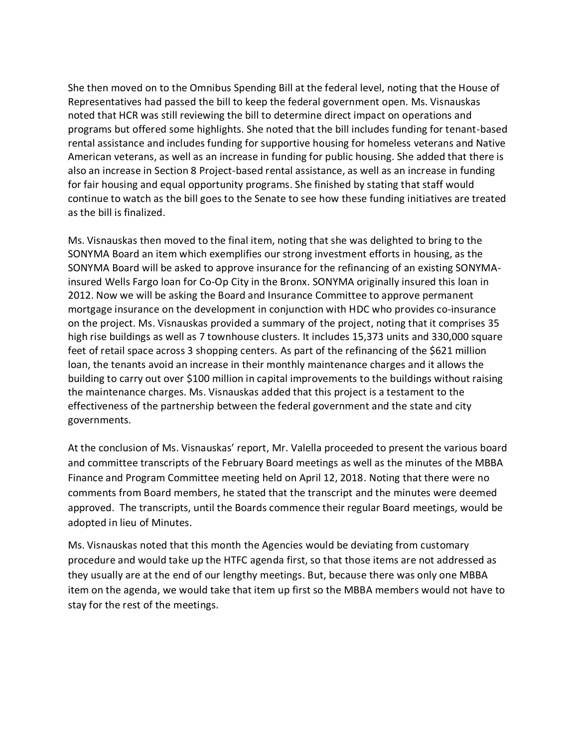She then moved on to the Omnibus Spending Bill at the federal level, noting that the House of Representatives had passed the bill to keep the federal government open. Ms. Visnauskas noted that HCR was still reviewing the bill to determine direct impact on operations and programs but offered some highlights. She noted that the bill includes funding for tenant-based rental assistance and includes funding for supportive housing for homeless veterans and Native American veterans, as well as an increase in funding for public housing. She added that there is also an increase in Section 8 Project-based rental assistance, as well as an increase in funding for fair housing and equal opportunity programs. She finished by stating that staff would continue to watch as the bill goes to the Senate to see how these funding initiatives are treated as the bill is finalized.

Ms. Visnauskas then moved to the final item, noting that she was delighted to bring to the SONYMA Board an item which exemplifies our strong investment efforts in housing, as the SONYMA Board will be asked to approve insurance for the refinancing of an existing SONYMA-insured Wells Fargo loan for Co-Op City in the Bronx. SONYMA originally insured this loan in 2012. Now we will be asking the Board and Insurance Committee to approve permanent mortgage insurance on the development in conjunction with HDC who provides co-insurance on the project. Ms. Visnauskas provided a summary of the project, noting that it comprises 35 high rise buildings as well as 7 townhouse clusters. It includes 15,373 units and 330,000 square feet of retail space across 3 shopping centers. As part of the refinancing of the $621 million loan, the tenants avoid an increase in their monthly maintenance charges and it allows the building to carry out over $100 million in capital improvements to the buildings without raising the maintenance charges. Ms. Visnauskas added that this project is a testament to the effectiveness of the partnership between the federal government and the state and city governments.

At the conclusion of Ms. Visnauskas' report, Mr. Valella proceeded to present the various board and committee transcripts of the February Board meetings as well as the minutes of the MBBA Finance and Program Committee meeting held on April 12, 2018. Noting that there were no comments from Board members, he stated that the transcript and the minutes were deemed approved. The transcripts, until the Boards commence their regular Board meetings, would be adopted in lieu of Minutes.

Ms. Visnauskas noted that this month the Agencies would be deviating from customary procedure and would take up the HTFC agenda first, so that those items are not addressed as they usually are at the end of our lengthy meetings. But, because there was only one MBBA item on the agenda, we would take that item up first so the MBBA members would not have to stay for the rest of the meetings.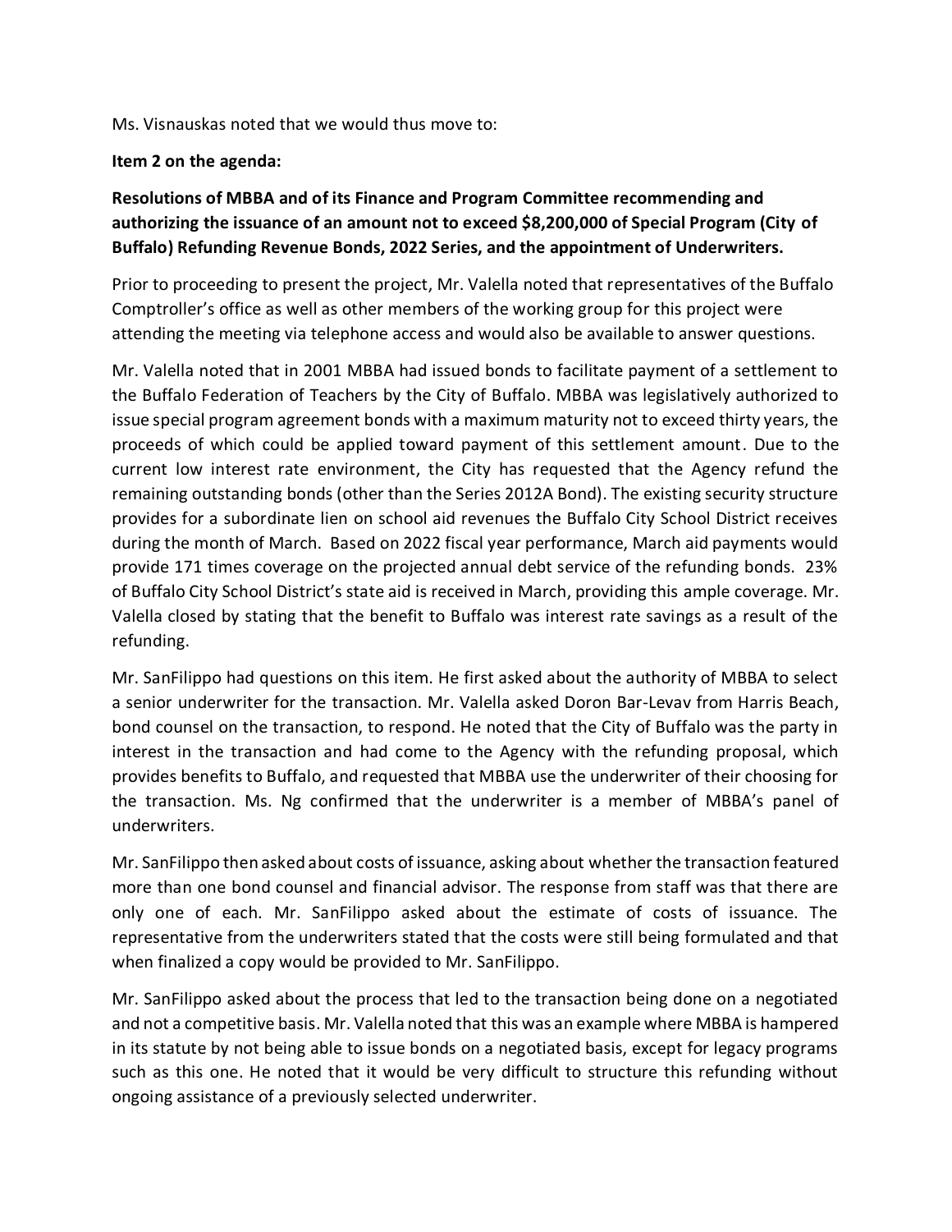Ms. Visnauskas noted that we would thus move to:

**Item 2 on the agenda:**

**Resolutions of MBBA and of its Finance and Program Committee recommending and authorizing the issuance of an amount not to exceed $8,200,000 of Special Program (City of Buffalo) Refunding Revenue Bonds, 2022 Series, and the appointment of Underwriters.**

Prior to proceeding to present the project, Mr. Valella noted that representatives of the Buffalo Comptroller's office as well as other members of the working group for this project were attending the meeting via telephone access and would also be available to answer questions.

Mr. Valella noted that in 2001 MBBA had issued bonds to facilitate payment of a settlement to the Buffalo Federation of Teachers by the City of Buffalo. MBBA was legislatively authorized to issue special program agreement bonds with a maximum maturity not to exceed thirty years, the proceeds of which could be applied toward payment of this settlement amount. Due to the current low interest rate environment, the City has requested that the Agency refund the remaining outstanding bonds (other than the Series 2012A Bond). The existing security structure provides for a subordinate lien on school aid revenues the Buffalo City School District receives during the month of March. Based on 2022 fiscal year performance, March aid payments would provide 171 times coverage on the projected annual debt service of the refunding bonds. 23% of Buffalo City School District's state aid is received in March, providing this ample coverage. Mr. Valella closed by stating that the benefit to Buffalo was interest rate savings as a result of the refunding.

Mr. SanFilippo had questions on this item. He first asked about the authority of MBBA to select a senior underwriter for the transaction. Mr. Valella asked Doron Bar-Levav from Harris Beach, bond counsel on the transaction, to respond. He noted that the City of Buffalo was the party in interest in the transaction and had come to the Agency with the refunding proposal, which provides benefits to Buffalo, and requested that MBBA use the underwriter of their choosing for the transaction. Ms. Ng confirmed that the underwriter is a member of MBBA's panel of underwriters.

Mr. SanFilippo then asked about costs of issuance, asking about whether the transaction featured more than one bond counsel and financial advisor. The response from staff was that there are only one of each. Mr. SanFilippo asked about the estimate of costs of issuance. The representative from the underwriters stated that the costs were still being formulated and that when finalized a copy would be provided to Mr. SanFilippo.

Mr. SanFilippo asked about the process that led to the transaction being done on a negotiated and not a competitive basis. Mr. Valella noted that this was an example where MBBA is hampered in its statute by not being able to issue bonds on a negotiated basis, except for legacy programs such as this one. He noted that it would be very difficult to structure this refunding without ongoing assistance of a previously selected underwriter.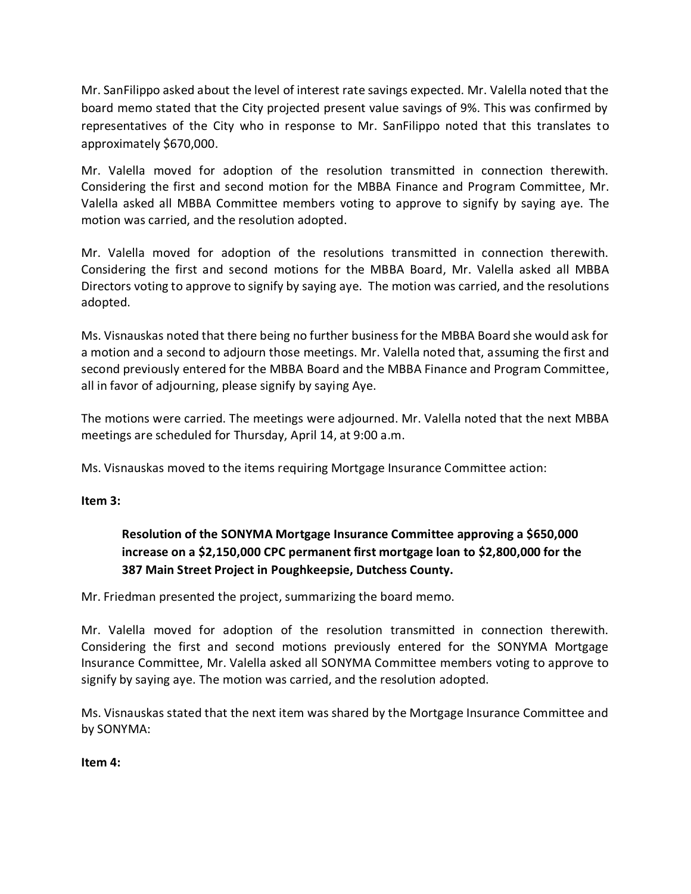Mr. SanFilippo asked about the level of interest rate savings expected. Mr. Valella noted that the board memo stated that the City projected present value savings of 9%. This was confirmed by representatives of the City who in response to Mr. SanFilippo noted that this translates to approximately $670,000.

Mr. Valella moved for adoption of the resolution transmitted in connection therewith. Considering the first and second motion for the MBBA Finance and Program Committee, Mr. Valella asked all MBBA Committee members voting to approve to signify by saying aye. The motion was carried, and the resolution adopted.

Mr. Valella moved for adoption of the resolutions transmitted in connection therewith. Considering the first and second motions for the MBBA Board, Mr. Valella asked all MBBA Directors voting to approve to signify by saying aye. The motion was carried, and the resolutions adopted.

Ms. Visnauskas noted that there being no further business for the MBBA Board she would ask for a motion and a second to adjourn those meetings. Mr. Valella noted that, assuming the first and second previously entered for the MBBA Board and the MBBA Finance and Program Committee, all in favor of adjourning, please signify by saying Aye.

The motions were carried. The meetings were adjourned. Mr. Valella noted that the next MBBA meetings are scheduled for Thursday, April 14, at 9:00 a.m.

Ms. Visnauskas moved to the items requiring Mortgage Insurance Committee action:

**Item 3:**

> **Resolution of the SONYMA Mortgage Insurance Committee approving a $650,000 increase on a $2,150,000 CPC permanent first mortgage loan to $2,800,000 for the 387 Main Street Project in Poughkeepsie, Dutchess County.**

Mr. Friedman presented the project, summarizing the board memo.

Mr. Valella moved for adoption of the resolution transmitted in connection therewith. Considering the first and second motions previously entered for the SONYMA Mortgage Insurance Committee, Mr. Valella asked all SONYMA Committee members voting to approve to signify by saying aye. The motion was carried, and the resolution adopted.

Ms. Visnauskas stated that the next item was shared by the Mortgage Insurance Committee and by SONYMA:

**Item 4:**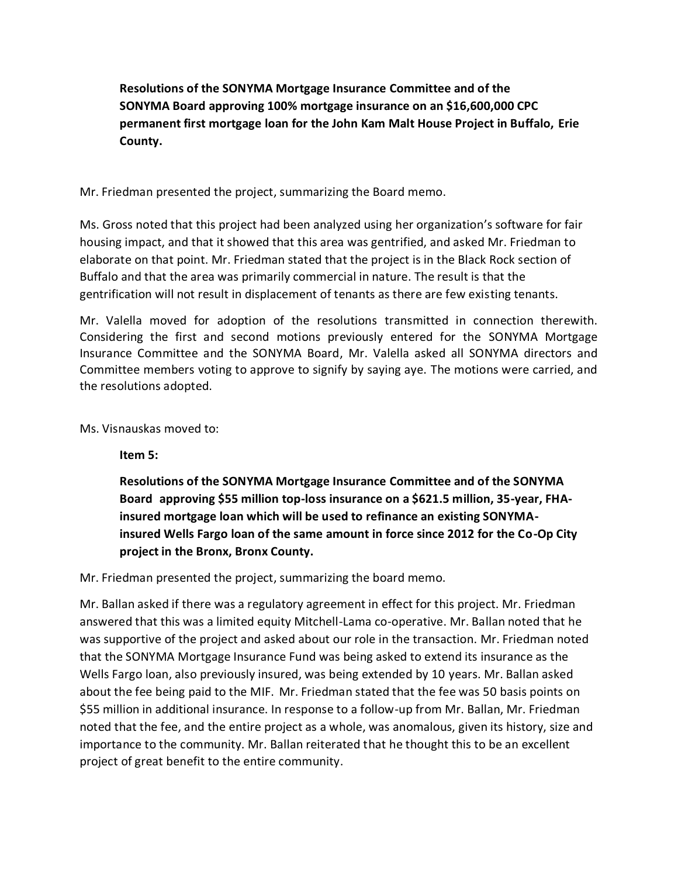**Resolutions of the SONYMA Mortgage Insurance Committee and of the SONYMA Board approving 100% mortgage insurance on an $16,600,000 CPC permanent first mortgage loan for the John Kam Malt House Project in Buffalo, Erie County.**

Mr. Friedman presented the project, summarizing the Board memo.

Ms. Gross noted that this project had been analyzed using her organization's software for fair housing impact, and that it showed that this area was gentrified, and asked Mr. Friedman to elaborate on that point. Mr. Friedman stated that the project is in the Black Rock section of Buffalo and that the area was primarily commercial in nature. The result is that the gentrification will not result in displacement of tenants as there are few existing tenants.

Mr. Valella moved for adoption of the resolutions transmitted in connection therewith. Considering the first and second motions previously entered for the SONYMA Mortgage Insurance Committee and the SONYMA Board, Mr. Valella asked all SONYMA directors and Committee members voting to approve to signify by saying aye. The motions were carried, and the resolutions adopted.

Ms. Visnauskas moved to:

**Item 5:**

**Resolutions of the SONYMA Mortgage Insurance Committee and of the SONYMA Board approving $55 million top-loss insurance on a $621.5 million, 35-year, FHA-insured mortgage loan which will be used to refinance an existing SONYMA-insured Wells Fargo loan of the same amount in force since 2012 for the Co-Op City project in the Bronx, Bronx County.**

Mr. Friedman presented the project, summarizing the board memo.

Mr. Ballan asked if there was a regulatory agreement in effect for this project. Mr. Friedman answered that this was a limited equity Mitchell-Lama co-operative. Mr. Ballan noted that he was supportive of the project and asked about our role in the transaction. Mr. Friedman noted that the SONYMA Mortgage Insurance Fund was being asked to extend its insurance as the Wells Fargo loan, also previously insured, was being extended by 10 years. Mr. Ballan asked about the fee being paid to the MIF. Mr. Friedman stated that the fee was 50 basis points on $55 million in additional insurance. In response to a follow-up from Mr. Ballan, Mr. Friedman noted that the fee, and the entire project as a whole, was anomalous, given its history, size and importance to the community. Mr. Ballan reiterated that he thought this to be an excellent project of great benefit to the entire community.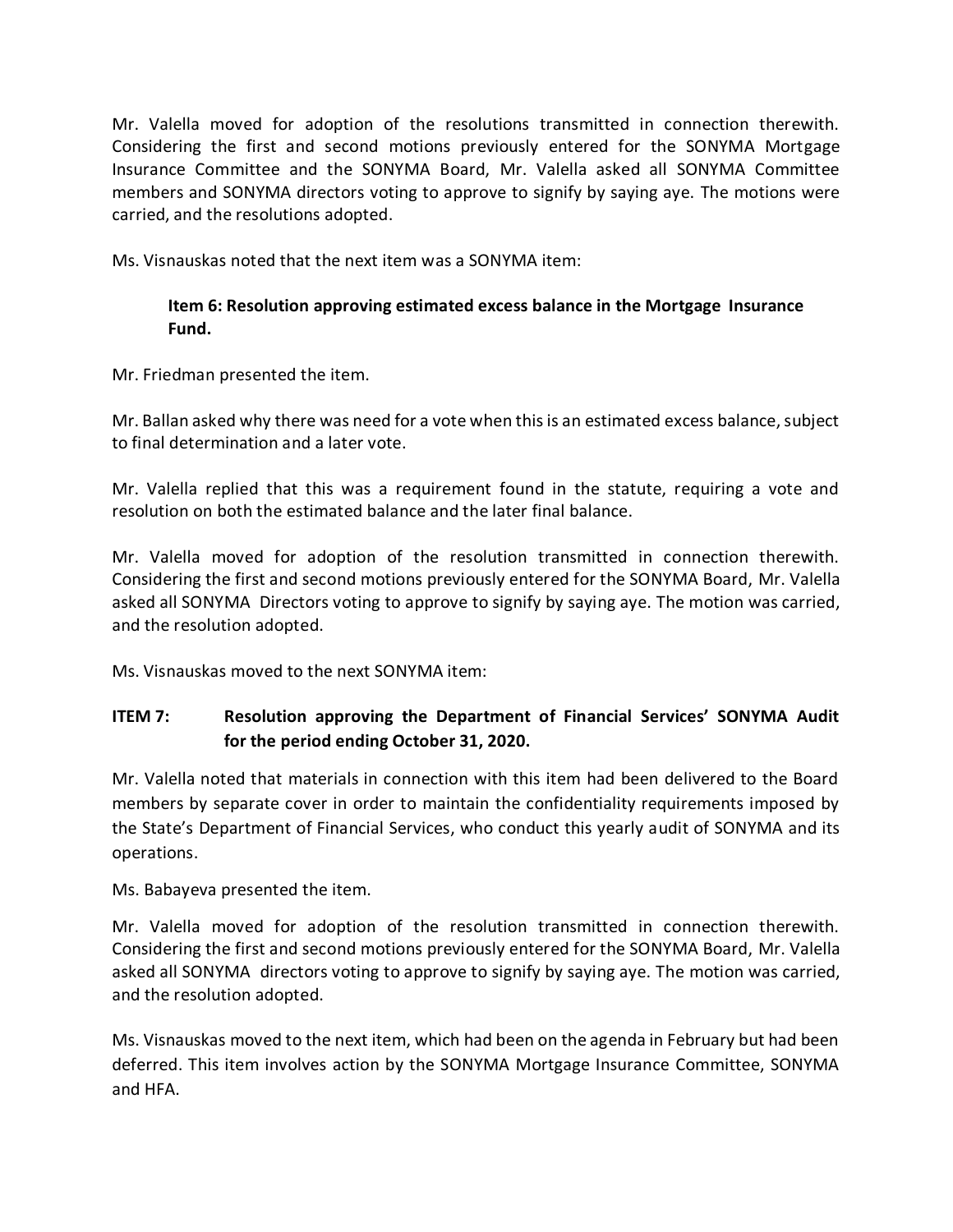Mr. Valella moved for adoption of the resolutions transmitted in connection therewith. Considering the first and second motions previously entered for the SONYMA Mortgage Insurance Committee and the SONYMA Board, Mr. Valella asked all SONYMA Committee members and SONYMA directors voting to approve to signify by saying aye. The motions were carried, and the resolutions adopted.

Ms. Visnauskas noted that the next item was a SONYMA item:

**Item 6: Resolution approving estimated excess balance in the Mortgage Insurance Fund.**

Mr. Friedman presented the item.

Mr. Ballan asked why there was need for a vote when this is an estimated excess balance, subject to final determination and a later vote.

Mr. Valella replied that this was a requirement found in the statute, requiring a vote and resolution on both the estimated balance and the later final balance.

Mr. Valella moved for adoption of the resolution transmitted in connection therewith. Considering the first and second motions previously entered for the SONYMA Board, Mr. Valella asked all SONYMA Directors voting to approve to signify by saying aye. The motion was carried, and the resolution adopted.

Ms. Visnauskas moved to the next SONYMA item:

**ITEM 7: Resolution approving the Department of Financial Services' SONYMA Audit for the period ending October 31, 2020.**

Mr. Valella noted that materials in connection with this item had been delivered to the Board members by separate cover in order to maintain the confidentiality requirements imposed by the State's Department of Financial Services, who conduct this yearly audit of SONYMA and its operations.

Ms. Babayeva presented the item.

Mr. Valella moved for adoption of the resolution transmitted in connection therewith. Considering the first and second motions previously entered for the SONYMA Board, Mr. Valella asked all SONYMA directors voting to approve to signify by saying aye. The motion was carried, and the resolution adopted.

Ms. Visnauskas moved to the next item, which had been on the agenda in February but had been deferred. This item involves action by the SONYMA Mortgage Insurance Committee, SONYMA and HFA.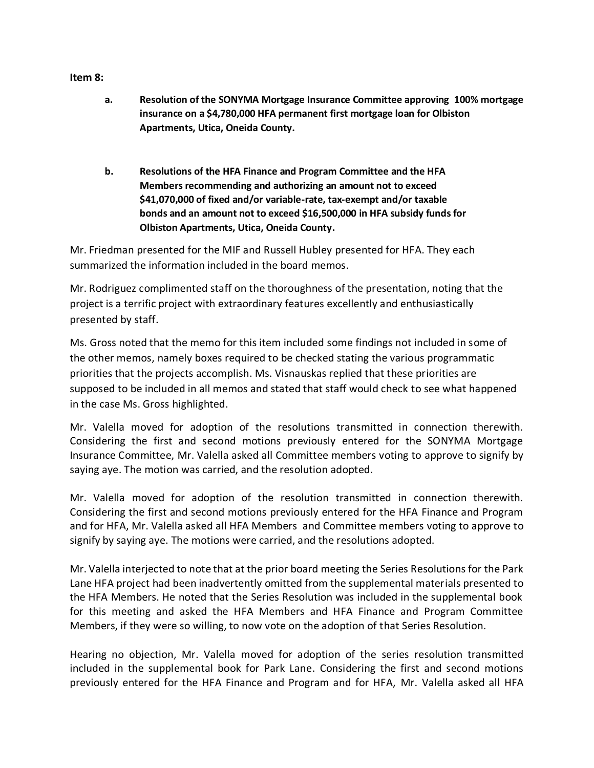**Item 8:**

a. **Resolution of the SONYMA Mortgage Insurance Committee approving 100% mortgage insurance on a $4,780,000 HFA permanent first mortgage loan for Olbiston Apartments, Utica, Oneida County.**

b. **Resolutions of the HFA Finance and Program Committee and the HFA Members recommending and authorizing an amount not to exceed $41,070,000 of fixed and/or variable-rate, tax-exempt and/or taxable bonds and an amount not to exceed $16,500,000 in HFA subsidy funds for Olbiston Apartments, Utica, Oneida County.**

Mr. Friedman presented for the MIF and Russell Hubley presented for HFA. They each summarized the information included in the board memos.

Mr. Rodriguez complimented staff on the thoroughness of the presentation, noting that the project is a terrific project with extraordinary features excellently and enthusiastically presented by staff.

Ms. Gross noted that the memo for this item included some findings not included in some of the other memos, namely boxes required to be checked stating the various programmatic priorities that the projects accomplish. Ms. Visnauskas replied that these priorities are supposed to be included in all memos and stated that staff would check to see what happened in the case Ms. Gross highlighted.

Mr. Valella moved for adoption of the resolutions transmitted in connection therewith. Considering the first and second motions previously entered for the SONYMA Mortgage Insurance Committee, Mr. Valella asked all Committee members voting to approve to signify by saying aye. The motion was carried, and the resolution adopted.

Mr. Valella moved for adoption of the resolution transmitted in connection therewith. Considering the first and second motions previously entered for the HFA Finance and Program and for HFA, Mr. Valella asked all HFA Members and Committee members voting to approve to signify by saying aye. The motions were carried, and the resolutions adopted.

Mr. Valella interjected to note that at the prior board meeting the Series Resolutions for the Park Lane HFA project had been inadvertently omitted from the supplemental materials presented to the HFA Members. He noted that the Series Resolution was included in the supplemental book for this meeting and asked the HFA Members and HFA Finance and Program Committee Members, if they were so willing, to now vote on the adoption of that Series Resolution.

Hearing no objection, Mr. Valella moved for adoption of the series resolution transmitted included in the supplemental book for Park Lane. Considering the first and second motions previously entered for the HFA Finance and Program and for HFA, Mr. Valella asked all HFA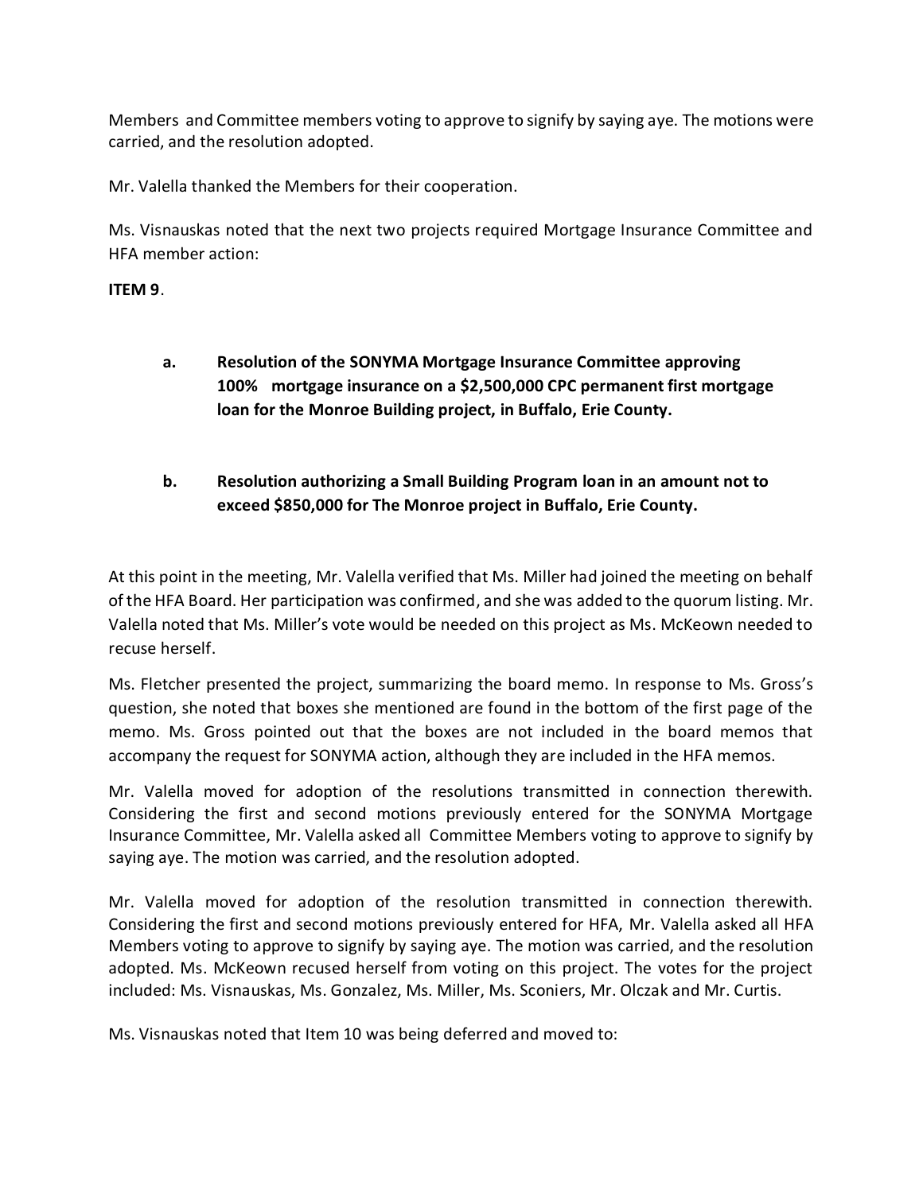Members and Committee members voting to approve to signify by saying aye. The motions were carried, and the resolution adopted.

Mr. Valella thanked the Members for their cooperation.

Ms. Visnauskas noted that the next two projects required Mortgage Insurance Committee and HFA member action:

**ITEM 9**.

- **a. Resolution of the SONYMA Mortgage Insurance Committee approving 100% mortgage insurance on a $2,500,000 CPC permanent first mortgage loan for the Monroe Building project, in Buffalo, Erie County.**

- **b. Resolution authorizing a Small Building Program loan in an amount not to exceed $850,000 for The Monroe project in Buffalo, Erie County.**

At this point in the meeting, Mr. Valella verified that Ms. Miller had joined the meeting on behalf of the HFA Board. Her participation was confirmed, and she was added to the quorum listing. Mr. Valella noted that Ms. Miller's vote would be needed on this project as Ms. McKeown needed to recuse herself.

Ms. Fletcher presented the project, summarizing the board memo. In response to Ms. Gross's question, she noted that boxes she mentioned are found in the bottom of the first page of the memo. Ms. Gross pointed out that the boxes are not included in the board memos that accompany the request for SONYMA action, although they are included in the HFA memos.

Mr. Valella moved for adoption of the resolutions transmitted in connection therewith. Considering the first and second motions previously entered for the SONYMA Mortgage Insurance Committee, Mr. Valella asked all Committee Members voting to approve to signify by saying aye. The motion was carried, and the resolution adopted.

Mr. Valella moved for adoption of the resolution transmitted in connection therewith. Considering the first and second motions previously entered for HFA, Mr. Valella asked all HFA Members voting to approve to signify by saying aye. The motion was carried, and the resolution adopted. Ms. McKeown recused herself from voting on this project. The votes for the project included: Ms. Visnauskas, Ms. Gonzalez, Ms. Miller, Ms. Sconiers, Mr. Olczak and Mr. Curtis.

Ms. Visnauskas noted that Item 10 was being deferred and moved to: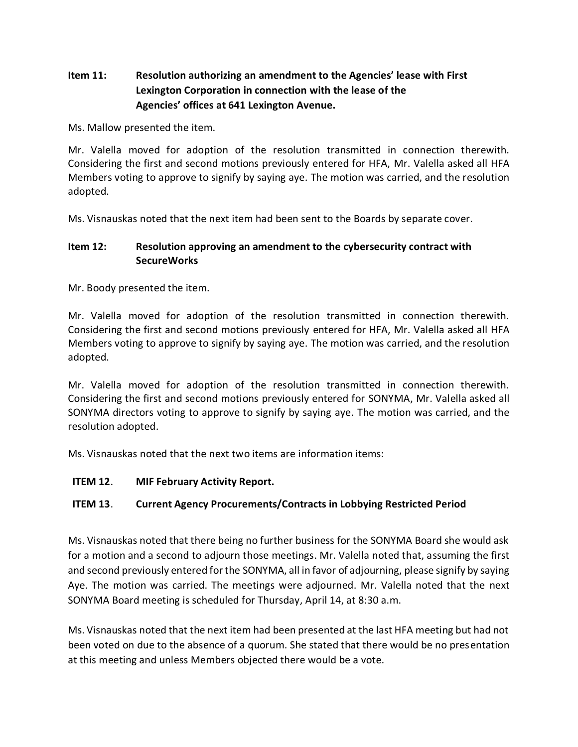**Item 11: Resolution authorizing an amendment to the Agencies' lease with First Lexington Corporation in connection with the lease of the Agencies' offices at 641 Lexington Avenue.**

Ms. Mallow presented the item.

Mr. Valella moved for adoption of the resolution transmitted in connection therewith. Considering the first and second motions previously entered for HFA, Mr. Valella asked all HFA Members voting to approve to signify by saying aye. The motion was carried, and the resolution adopted.

Ms. Visnauskas noted that the next item had been sent to the Boards by separate cover.

**Item 12: Resolution approving an amendment to the cybersecurity contract with SecureWorks**

Mr. Boody presented the item.

Mr. Valella moved for adoption of the resolution transmitted in connection therewith. Considering the first and second motions previously entered for HFA, Mr. Valella asked all HFA Members voting to approve to signify by saying aye. The motion was carried, and the resolution adopted.

Mr. Valella moved for adoption of the resolution transmitted in connection therewith. Considering the first and second motions previously entered for SONYMA, Mr. Valella asked all SONYMA directors voting to approve to signify by saying aye. The motion was carried, and the resolution adopted.

Ms. Visnauskas noted that the next two items are information items:

**ITEM 12. MIF February Activity Report.**

**ITEM 13. Current Agency Procurements/Contracts in Lobbying Restricted Period**

Ms. Visnauskas noted that there being no further business for the SONYMA Board she would ask for a motion and a second to adjourn those meetings. Mr. Valella noted that, assuming the first and second previously entered for the SONYMA, all in favor of adjourning, please signify by saying Aye. The motion was carried. The meetings were adjourned. Mr. Valella noted that the next SONYMA Board meeting is scheduled for Thursday, April 14, at 8:30 a.m.

Ms. Visnauskas noted that the next item had been presented at the last HFA meeting but had not been voted on due to the absence of a quorum. She stated that there would be no presentation at this meeting and unless Members objected there would be a vote.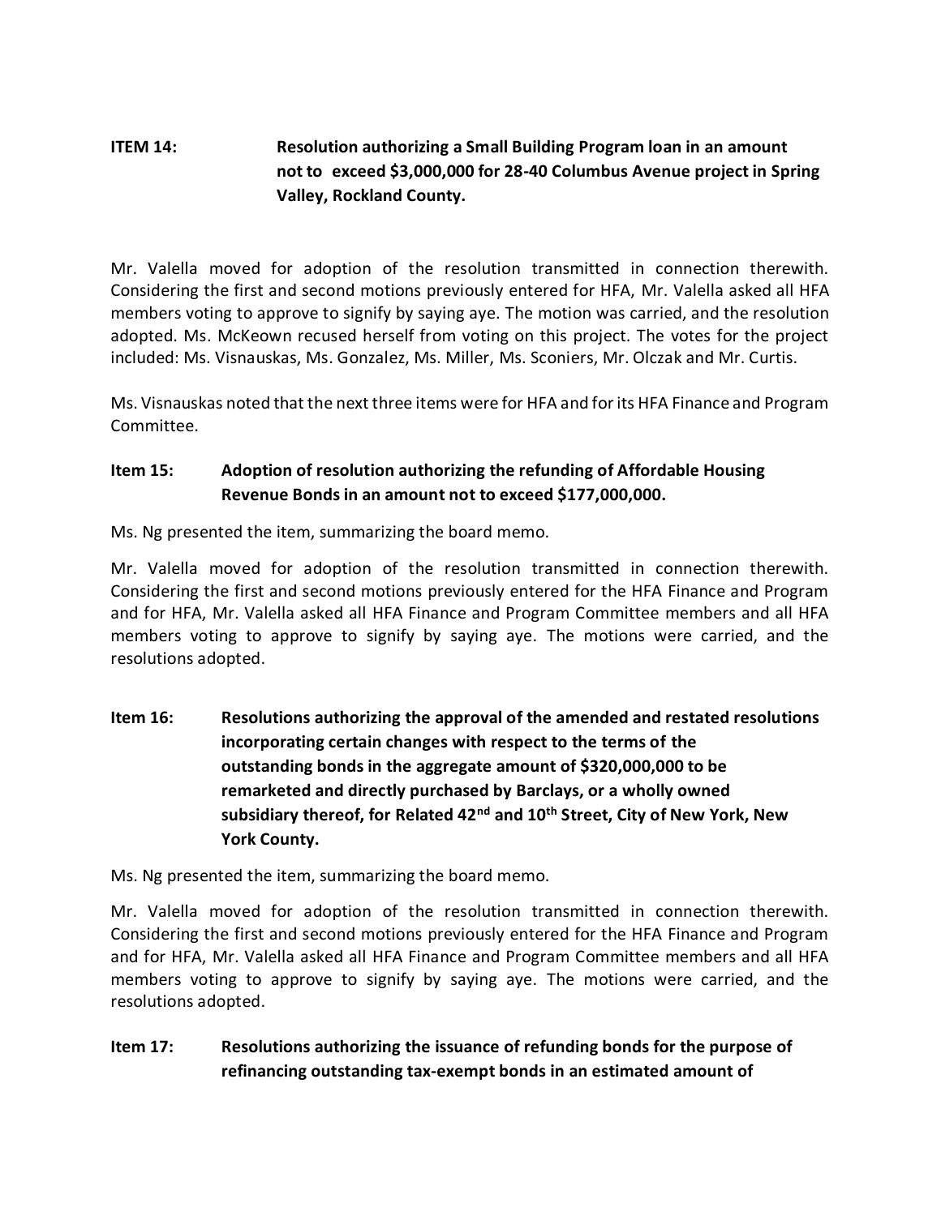**ITEM 14: Resolution authorizing a Small Building Program loan in an amount not to exceed $3,000,000 for 28-40 Columbus Avenue project in Spring Valley, Rockland County.**

Mr. Valella moved for adoption of the resolution transmitted in connection therewith. Considering the first and second motions previously entered for HFA, Mr. Valella asked all HFA members voting to approve to signify by saying aye. The motion was carried, and the resolution adopted. Ms. McKeown recused herself from voting on this project. The votes for the project included: Ms. Visnauskas, Ms. Gonzalez, Ms. Miller, Ms. Sconiers, Mr. Olczak and Mr. Curtis.

Ms. Visnauskas noted that the next three items were for HFA and for its HFA Finance and Program Committee.

**Item 15: Adoption of resolution authorizing the refunding of Affordable Housing Revenue Bonds in an amount not to exceed $177,000,000.**

Ms. Ng presented the item, summarizing the board memo.

Mr. Valella moved for adoption of the resolution transmitted in connection therewith. Considering the first and second motions previously entered for the HFA Finance and Program and for HFA, Mr. Valella asked all HFA Finance and Program Committee members and all HFA members voting to approve to signify by saying aye. The motions were carried, and the resolutions adopted.

**Item 16: Resolutions authorizing the approval of the amended and restated resolutions incorporating certain changes with respect to the terms of the outstanding bonds in the aggregate amount of $320,000,000 to be remarketed and directly purchased by Barclays, or a wholly owned subsidiary thereof, for Related 42nd and 10th Street, City of New York, New York County.**

Ms. Ng presented the item, summarizing the board memo.

Mr. Valella moved for adoption of the resolution transmitted in connection therewith. Considering the first and second motions previously entered for the HFA Finance and Program and for HFA, Mr. Valella asked all HFA Finance and Program Committee members and all HFA members voting to approve to signify by saying aye. The motions were carried, and the resolutions adopted.

**Item 17: Resolutions authorizing the issuance of refunding bonds for the purpose of refinancing outstanding tax-exempt bonds in an estimated amount of**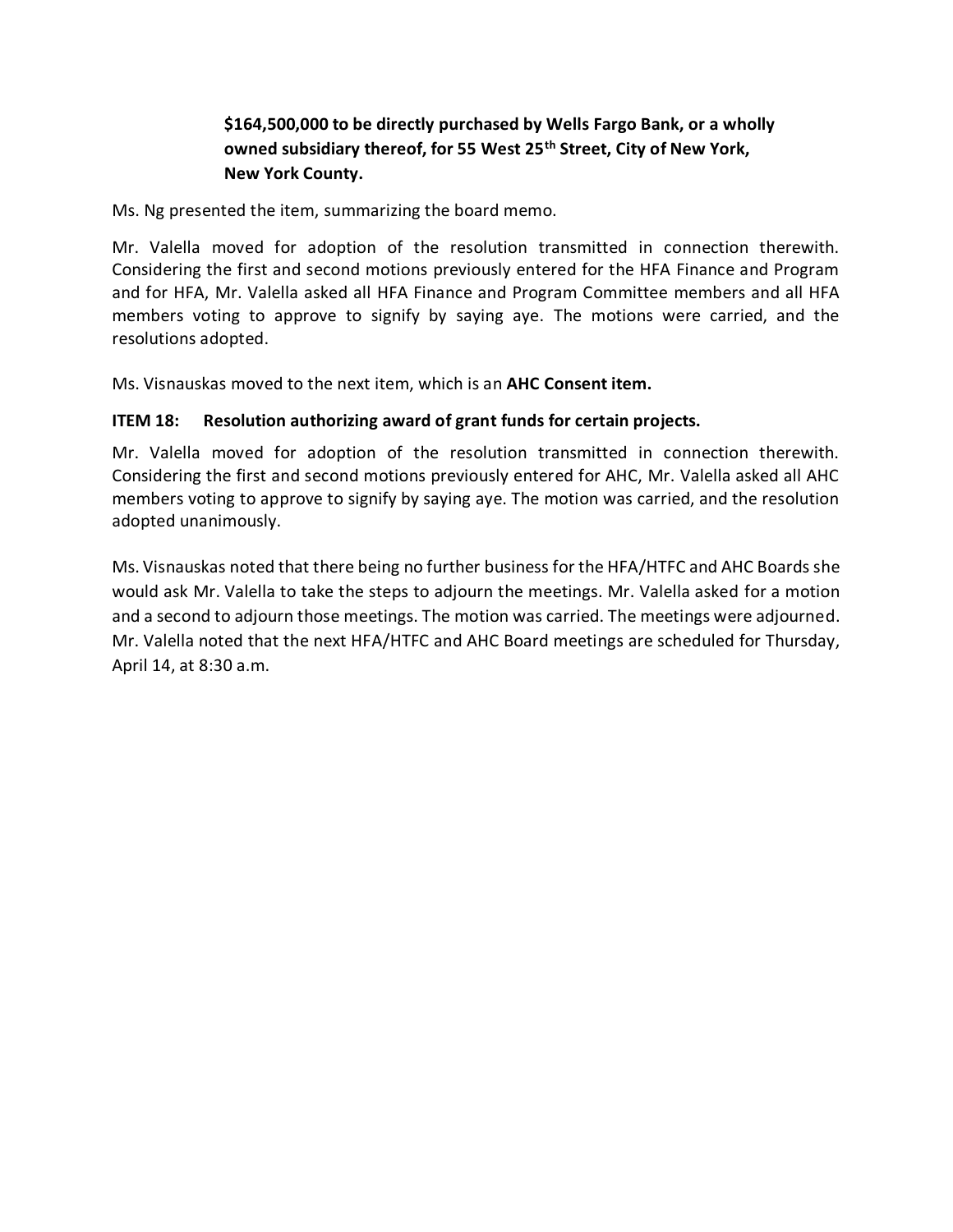**$164,500,000 to be directly purchased by Wells Fargo Bank, or a wholly owned subsidiary thereof, for 55 West 25th Street, City of New York, New York County.**

Ms. Ng presented the item, summarizing the board memo.

Mr. Valella moved for adoption of the resolution transmitted in connection therewith. Considering the first and second motions previously entered for the HFA Finance and Program and for HFA, Mr. Valella asked all HFA Finance and Program Committee members and all HFA members voting to approve to signify by saying aye. The motions were carried, and the resolutions adopted.

Ms. Visnauskas moved to the next item, which is an **AHC Consent item.**

**ITEM 18: Resolution authorizing award of grant funds for certain projects.**

Mr. Valella moved for adoption of the resolution transmitted in connection therewith. Considering the first and second motions previously entered for AHC, Mr. Valella asked all AHC members voting to approve to signify by saying aye. The motion was carried, and the resolution adopted unanimously.

Ms. Visnauskas noted that there being no further business for the HFA/HTFC and AHC Boards she would ask Mr. Valella to take the steps to adjourn the meetings. Mr. Valella asked for a motion and a second to adjourn those meetings. The motion was carried. The meetings were adjourned. Mr. Valella noted that the next HFA/HTFC and AHC Board meetings are scheduled for Thursday, April 14, at 8:30 a.m.